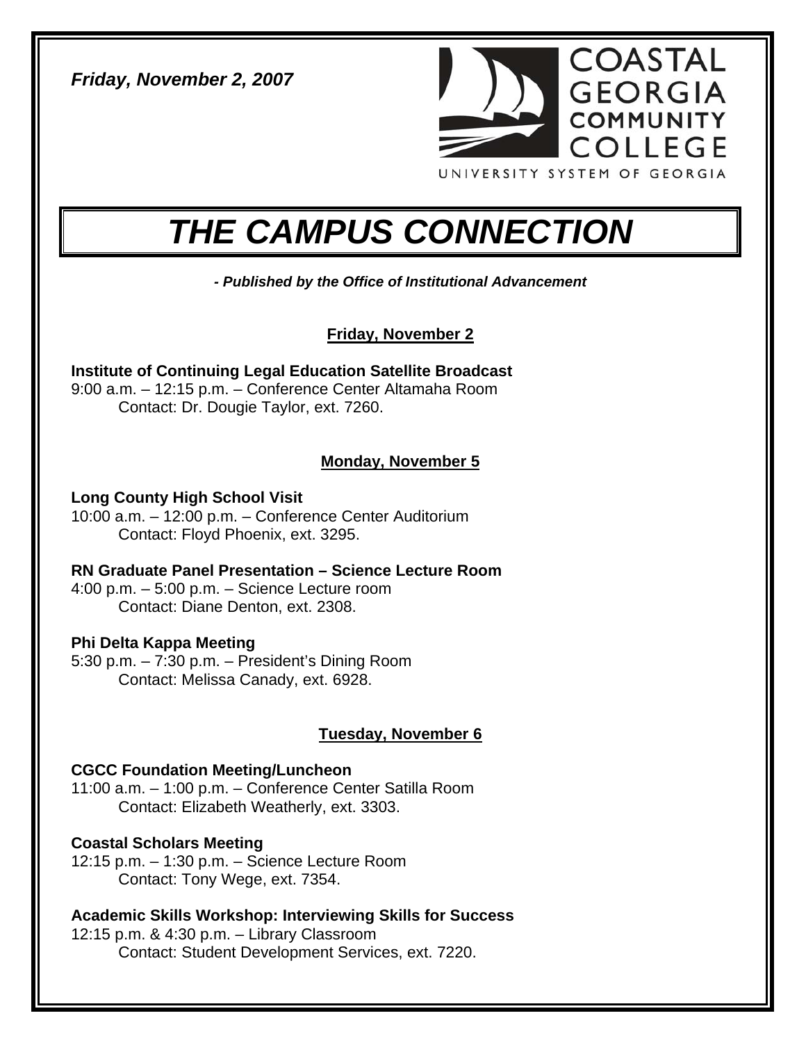*Friday, November 2, 2007*

COASTAL GEORGIA COMMUNITY COLLEGE
UNIVERSITY SYSTEM OF GEORGIA

# THE CAMPUS CONNECTION

***- Published by the Office of Institutional Advancement***

## Friday, November 2

**Institute of Continuing Legal Education Satellite Broadcast**
9:00 a.m. – 12:15 p.m. – Conference Center Altamaha Room
Contact: Dr. Dougie Taylor, ext. 7260.

## Monday, November 5

**Long County High School Visit**
10:00 a.m. – 12:00 p.m. – Conference Center Auditorium
Contact: Floyd Phoenix, ext. 3295.

**RN Graduate Panel Presentation – Science Lecture Room**
4:00 p.m. – 5:00 p.m. – Science Lecture room
Contact: Diane Denton, ext. 2308.

**Phi Delta Kappa Meeting**
5:30 p.m. – 7:30 p.m. – President's Dining Room
Contact: Melissa Canady, ext. 6928.

## Tuesday, November 6

**CGCC Foundation Meeting/Luncheon**
11:00 a.m. – 1:00 p.m. – Conference Center Satilla Room
Contact: Elizabeth Weatherly, ext. 3303.

**Coastal Scholars Meeting**
12:15 p.m. – 1:30 p.m. – Science Lecture Room
Contact: Tony Wege, ext. 7354.

**Academic Skills Workshop: Interviewing Skills for Success**
12:15 p.m. & 4:30 p.m. – Library Classroom
Contact: Student Development Services, ext. 7220.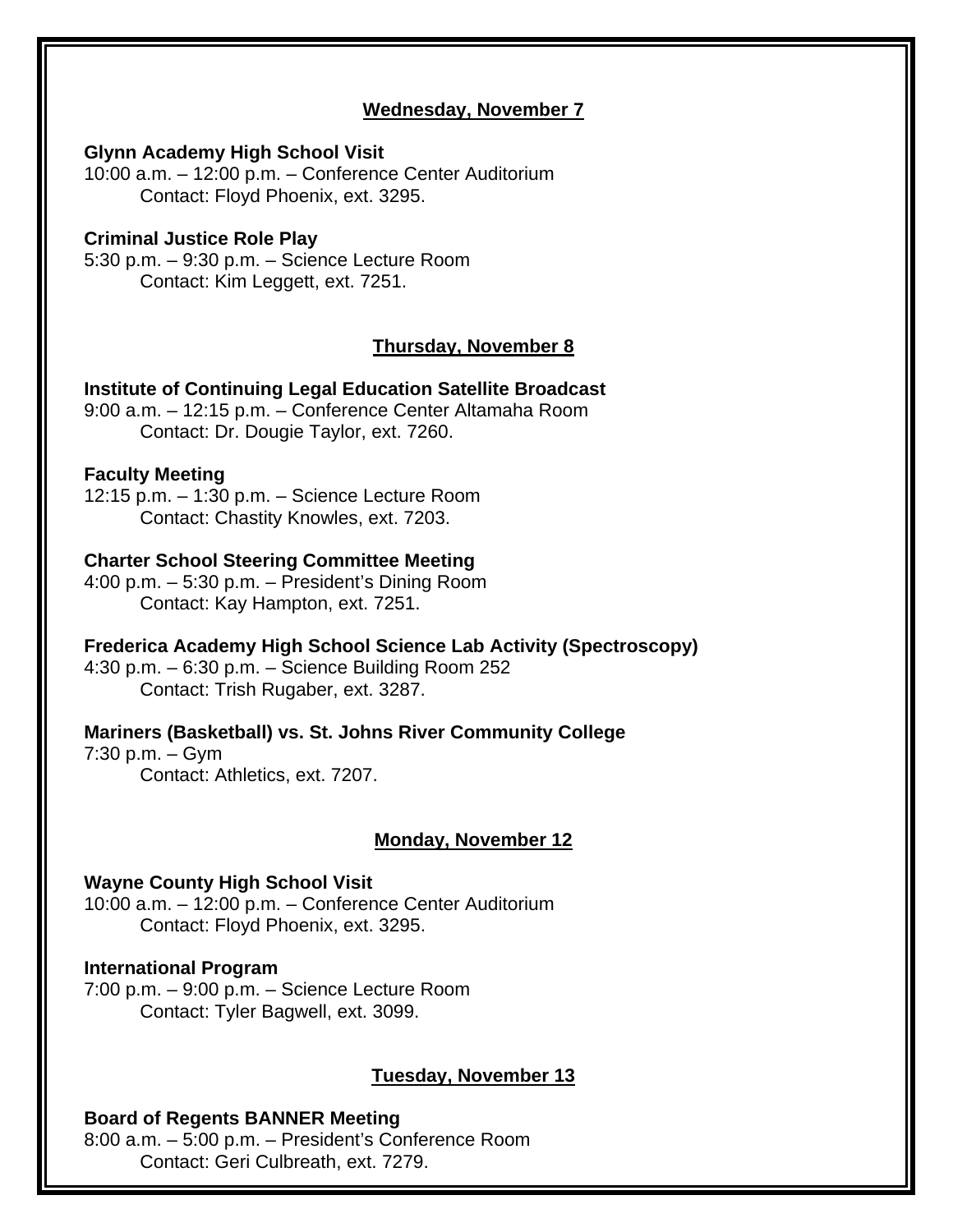## Wednesday, November 7

**Glynn Academy High School Visit**
10:00 a.m. – 12:00 p.m. – Conference Center Auditorium
Contact: Floyd Phoenix, ext. 3295.

**Criminal Justice Role Play**
5:30 p.m. – 9:30 p.m. – Science Lecture Room
Contact: Kim Leggett, ext. 7251.

## Thursday, November 8

**Institute of Continuing Legal Education Satellite Broadcast**
9:00 a.m. – 12:15 p.m. – Conference Center Altamaha Room
Contact: Dr. Dougie Taylor, ext. 7260.

**Faculty Meeting**
12:15 p.m. – 1:30 p.m. – Science Lecture Room
Contact: Chastity Knowles, ext. 7203.

**Charter School Steering Committee Meeting**
4:00 p.m. – 5:30 p.m. – President's Dining Room
Contact: Kay Hampton, ext. 7251.

**Frederica Academy High School Science Lab Activity (Spectroscopy)**
4:30 p.m. – 6:30 p.m. – Science Building Room 252
Contact: Trish Rugaber, ext. 3287.

**Mariners (Basketball) vs. St. Johns River Community College**
7:30 p.m. – Gym
Contact: Athletics, ext. 7207.

## Monday, November 12

**Wayne County High School Visit**
10:00 a.m. – 12:00 p.m. – Conference Center Auditorium
Contact: Floyd Phoenix, ext. 3295.

**International Program**
7:00 p.m. – 9:00 p.m. – Science Lecture Room
Contact: Tyler Bagwell, ext. 3099.

## Tuesday, November 13

**Board of Regents BANNER Meeting**
8:00 a.m. – 5:00 p.m. – President's Conference Room
Contact: Geri Culbreath, ext. 7279.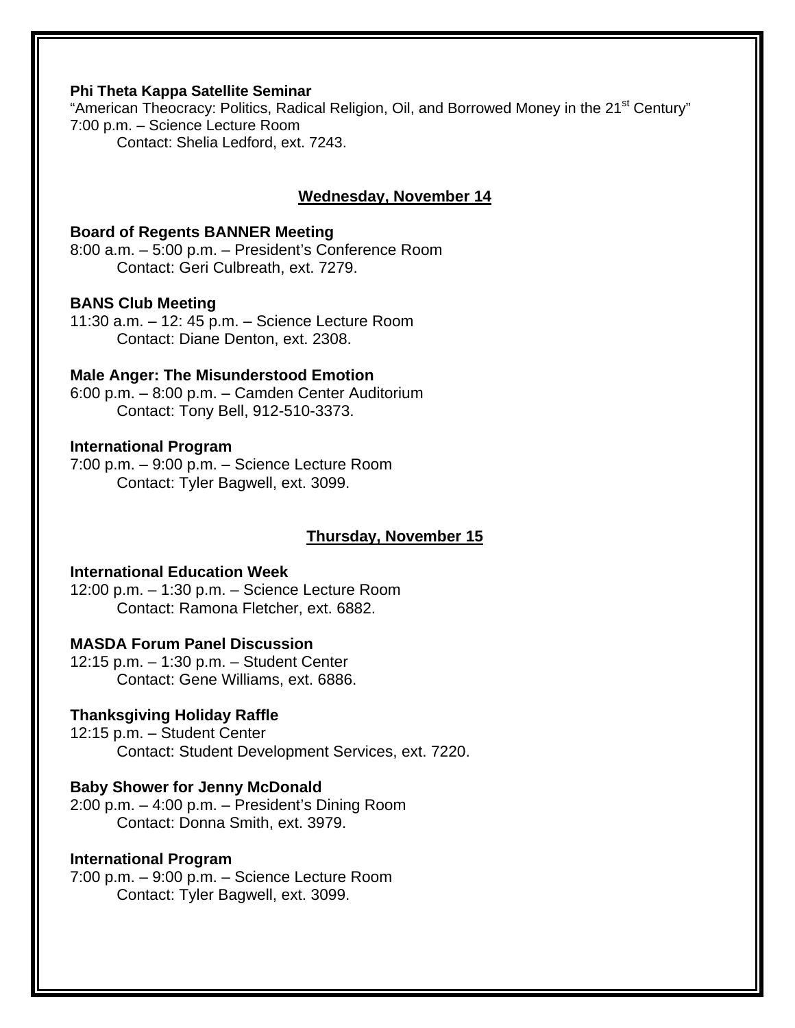**Phi Theta Kappa Satellite Seminar**
"American Theocracy: Politics, Radical Religion, Oil, and Borrowed Money in the 21st Century"
7:00 p.m. – Science Lecture Room
Contact: Shelia Ledford, ext. 7243.

## Wednesday, November 14

**Board of Regents BANNER Meeting**
8:00 a.m. – 5:00 p.m. – President's Conference Room
Contact: Geri Culbreath, ext. 7279.

**BANS Club Meeting**
11:30 a.m. – 12: 45 p.m. – Science Lecture Room
Contact: Diane Denton, ext. 2308.

**Male Anger: The Misunderstood Emotion**
6:00 p.m. – 8:00 p.m. – Camden Center Auditorium
Contact: Tony Bell, 912-510-3373.

**International Program**
7:00 p.m. – 9:00 p.m. – Science Lecture Room
Contact: Tyler Bagwell, ext. 3099.

## Thursday, November 15

**International Education Week**
12:00 p.m. – 1:30 p.m. – Science Lecture Room
Contact: Ramona Fletcher, ext. 6882.

**MASDA Forum Panel Discussion**
12:15 p.m. – 1:30 p.m. – Student Center
Contact: Gene Williams, ext. 6886.

**Thanksgiving Holiday Raffle**
12:15 p.m. – Student Center
Contact: Student Development Services, ext. 7220.

**Baby Shower for Jenny McDonald**
2:00 p.m. – 4:00 p.m. – President's Dining Room
Contact: Donna Smith, ext. 3979.

**International Program**
7:00 p.m. – 9:00 p.m. – Science Lecture Room
Contact: Tyler Bagwell, ext. 3099.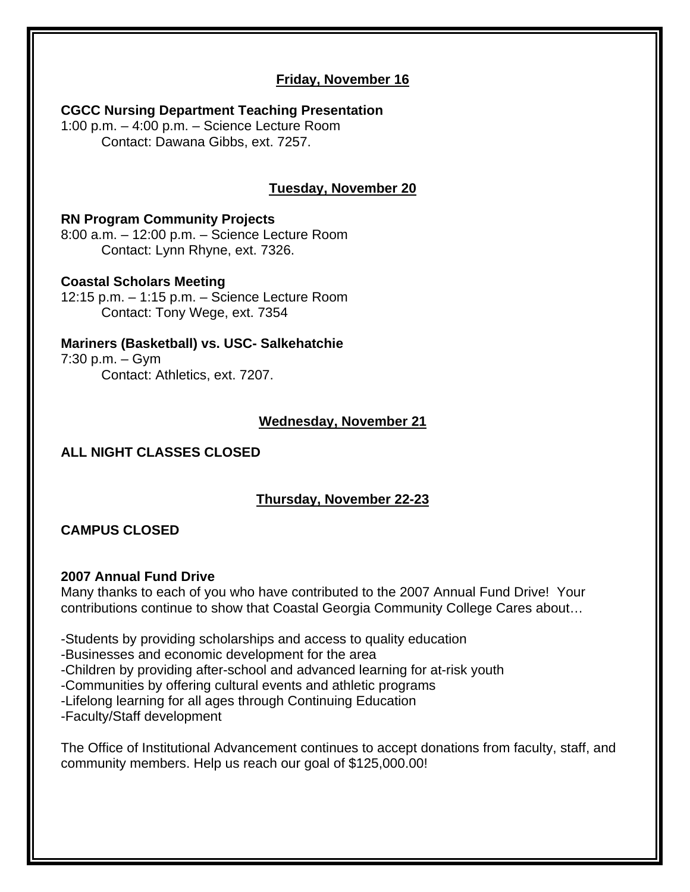## Friday, November 16

**CGCC Nursing Department Teaching Presentation**
1:00 p.m. – 4:00 p.m. – Science Lecture Room
Contact: Dawana Gibbs, ext. 7257.

## Tuesday, November 20

**RN Program Community Projects**
8:00 a.m. – 12:00 p.m. – Science Lecture Room
Contact: Lynn Rhyne, ext. 7326.

**Coastal Scholars Meeting**
12:15 p.m. – 1:15 p.m. – Science Lecture Room
Contact: Tony Wege, ext. 7354

**Mariners (Basketball) vs. USC- Salkehatchie**
7:30 p.m. – Gym
Contact: Athletics, ext. 7207.

## Wednesday, November 21

**ALL NIGHT CLASSES CLOSED**

## Thursday, November 22-23

**CAMPUS CLOSED**

**2007 Annual Fund Drive**
Many thanks to each of you who have contributed to the 2007 Annual Fund Drive! Your contributions continue to show that Coastal Georgia Community College Cares about…

-Students by providing scholarships and access to quality education
-Businesses and economic development for the area
-Children by providing after-school and advanced learning for at-risk youth
-Communities by offering cultural events and athletic programs
-Lifelong learning for all ages through Continuing Education
-Faculty/Staff development

The Office of Institutional Advancement continues to accept donations from faculty, staff, and community members. Help us reach our goal of $125,000.00!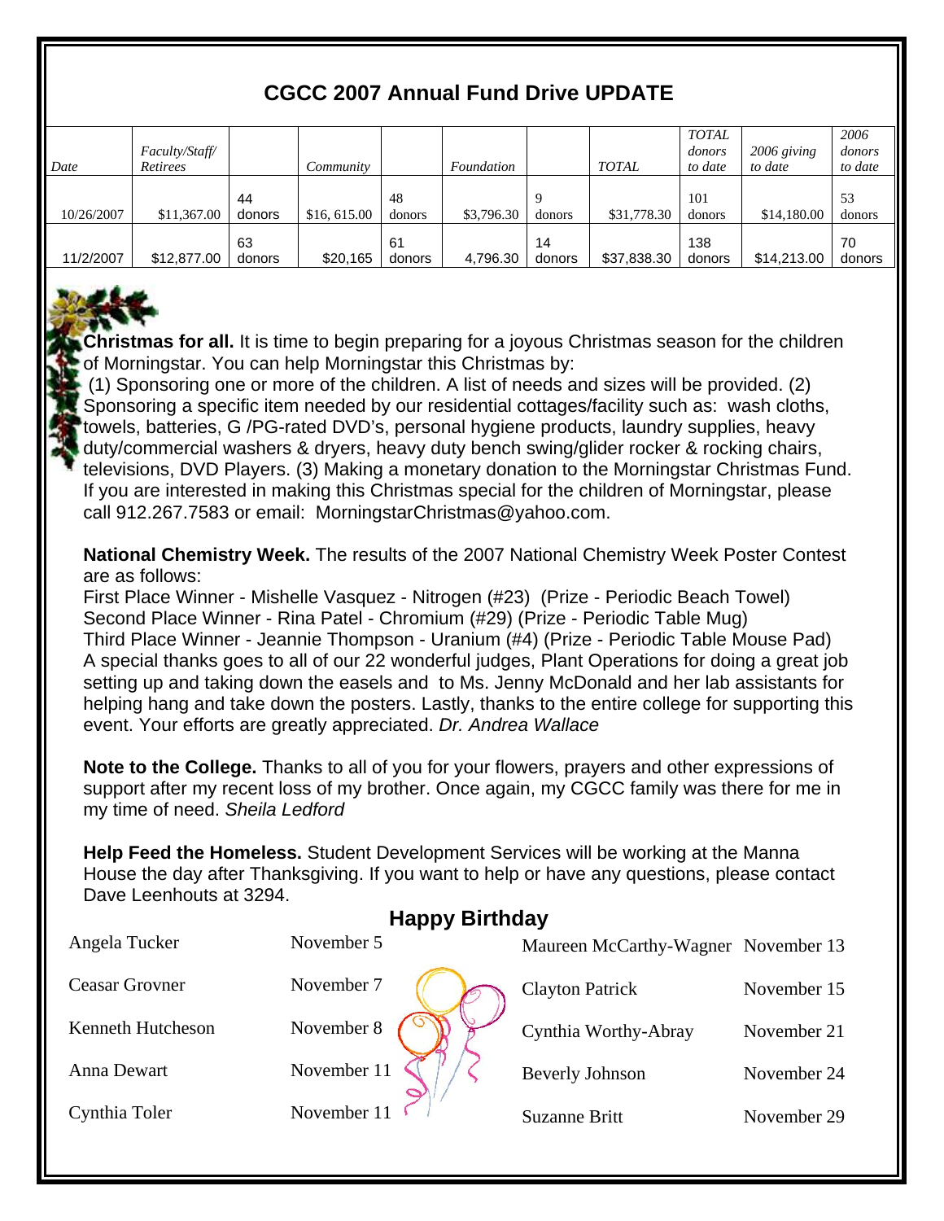## CGCC 2007 Annual Fund Drive UPDATE

| *Date* | *Faculty/Staff/ Retirees* | | *Community* | | *Foundation* | | *TOTAL* | *TOTAL donors to date* | *2006 giving to date* | *2006 donors to date* |
|---|---|---|---|---|---|---|---|---|---|---|
| 10/26/2007 | $11,367.00 | 44 donors | $16, 615.00 | 48 donors | $3,796.30 | 9 donors | $31,778.30 | 101 donors | $14,180.00 | 53 donors |
| 11/2/2007 | $12,877.00 | 63 donors | $20,165 | 61 donors | 4,796.30 | 14 donors | $37,838.30 | 138 donors | $14,213.00 | 70 donors |

**Christmas for all.** It is time to begin preparing for a joyous Christmas season for the children of Morningstar. You can help Morningstar this Christmas by:
(1) Sponsoring one or more of the children. A list of needs and sizes will be provided. (2) Sponsoring a specific item needed by our residential cottages/facility such as: wash cloths, towels, batteries, G /PG-rated DVD's, personal hygiene products, laundry supplies, heavy duty/commercial washers & dryers, heavy duty bench swing/glider rocker & rocking chairs, televisions, DVD Players. (3) Making a monetary donation to the Morningstar Christmas Fund. If you are interested in making this Christmas special for the children of Morningstar, please call 912.267.7583 or email: MorningstarChristmas@yahoo.com.

**National Chemistry Week.** The results of the 2007 National Chemistry Week Poster Contest are as follows:
First Place Winner - Mishelle Vasquez - Nitrogen (#23) (Prize - Periodic Beach Towel)
Second Place Winner - Rina Patel - Chromium (#29) (Prize - Periodic Table Mug)
Third Place Winner - Jeannie Thompson - Uranium (#4) (Prize - Periodic Table Mouse Pad)
A special thanks goes to all of our 22 wonderful judges, Plant Operations for doing a great job setting up and taking down the easels and to Ms. Jenny McDonald and her lab assistants for helping hang and take down the posters. Lastly, thanks to the entire college for supporting this event. Your efforts are greatly appreciated. *Dr. Andrea Wallace*

**Note to the College.** Thanks to all of you for your flowers, prayers and other expressions of support after my recent loss of my brother. Once again, my CGCC family was there for me in my time of need. *Sheila Ledford*

**Help Feed the Homeless.** Student Development Services will be working at the Manna House the day after Thanksgiving. If you want to help or have any questions, please contact Dave Leenhouts at 3294.

### Happy Birthday

| | | | |
|---|---|---|---|
| Angela Tucker | November 5 | Maureen McCarthy-Wagner | November 13 |
| Ceasar Grovner | November 7 | Clayton Patrick | November 15 |
| Kenneth Hutcheson | November 8 | Cynthia Worthy-Abray | November 21 |
| Anna Dewart | November 11 | Beverly Johnson | November 24 |
| Cynthia Toler | November 11 | Suzanne Britt | November 29 |